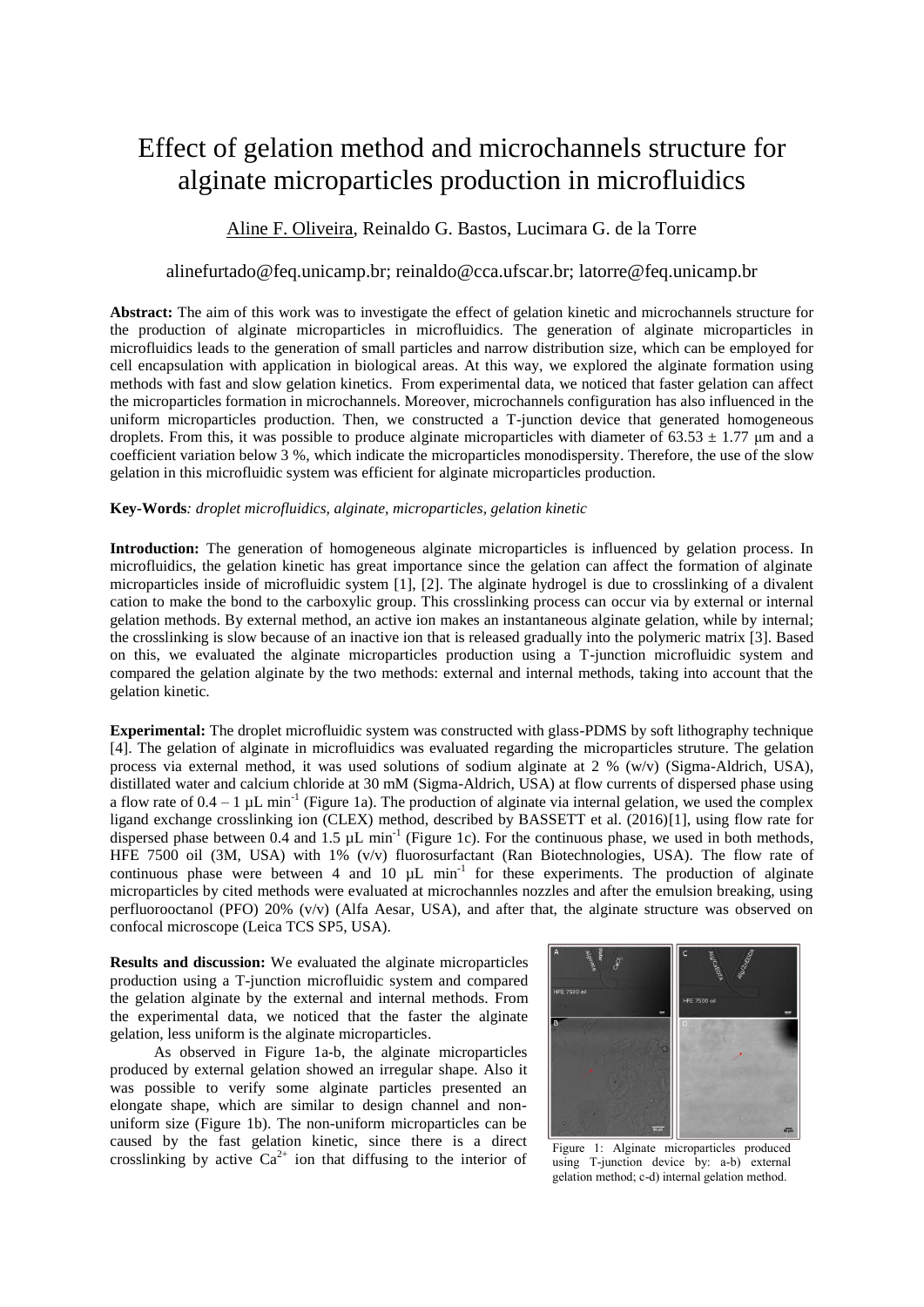# Effect of gelation method and microchannels structure for alginate microparticles production in microfluidics

Aline F. Oliveira, Reinaldo G. Bastos, Lucimara G. de la Torre

alinefurtado@feq.unicamp.br; reinaldo@cca.ufscar.br; latorre@feq.unicamp.br

**Abstract:** The aim of this work was to investigate the effect of gelation kinetic and microchannels structure for the production of alginate microparticles in microfluidics. The generation of alginate microparticles in microfluidics leads to the generation of small particles and narrow distribution size, which can be employed for cell encapsulation with application in biological areas. At this way, we explored the alginate formation using methods with fast and slow gelation kinetics. From experimental data, we noticed that faster gelation can affect the microparticles formation in microchannels. Moreover, microchannels configuration has also influenced in the uniform microparticles production. Then, we constructed a T-junction device that generated homogeneous droplets. From this, it was possible to produce alginate microparticles with diameter of 63.53 ± 1.77 μm and a coefficient variation below 3 %, which indicate the microparticles monodispersity. Therefore, the use of the slow gelation in this microfluidic system was efficient for alginate microparticles production.

**Key-Words**: *droplet microfluidics, alginate, microparticles, gelation kinetic*

**Introduction:** The generation of homogeneous alginate microparticles is influenced by gelation process. In microfluidics, the gelation kinetic has great importance since the gelation can affect the formation of alginate microparticles inside of microfluidic system [1], [2]. The alginate hydrogel is due to crosslinking of a divalent cation to make the bond to the carboxylic group. This crosslinking process can occur via by external or internal gelation methods. By external method, an active ion makes an instantaneous alginate gelation, while by internal; the crosslinking is slow because of an inactive ion that is released gradually into the polymeric matrix [3]. Based on this, we evaluated the alginate microparticles production using a T-junction microfluidic system and compared the gelation alginate by the two methods: external and internal methods, taking into account that the gelation kinetic.

**Experimental:** The droplet microfluidic system was constructed with glass-PDMS by soft lithography technique [4]. The gelation of alginate in microfluidics was evaluated regarding the microparticles struture. The gelation process via external method, it was used solutions of sodium alginate at 2 % (w/v) (Sigma-Aldrich, USA), distilled water and calcium chloride at 30 mM (Sigma-Aldrich, USA) at flow currents of dispersed phase using a flow rate of 0.4 – 1 μL min$^{-1}$ (Figure 1a). The production of alginate via internal gelation, we used the complex ligand exchange crosslinking ion (CLEX) method, described by BASSETT et al. (2016)[1], using flow rate for dispersed phase between 0.4 and 1.5 μL min$^{-1}$ (Figure 1c). For the continuous phase, we used in both methods, HFE 7500 oil (3M, USA) with 1% (v/v) fluorosurfactant (Ran Biotechnologies, USA). The flow rate of continuous phase were between 4 and 10 μL min$^{-1}$ for these experiments. The production of alginate microparticles by cited methods were evaluated at microchannles nozzles and after the emulsion breaking, using perfluorooctanol (PFO) 20% (v/v) (Alfa Aesar, USA), and after that, the alginate structure was observed on confocal microscope (Leica TCS SP5, USA).

**Results and discussion:** We evaluated the alginate microparticles production using a T-junction microfluidic system and compared the gelation alginate by the external and internal methods. From the experimental data, we noticed that the faster the alginate gelation, less uniform is the alginate microparticles.

As observed in Figure 1a-b, the alginate microparticles produced by external gelation showed an irregular shape. Also it was possible to verify some alginate particles presented an elongate shape, which are similar to design channel and non-uniform size (Figure 1b). The non-uniform microparticles can be caused by the fast gelation kinetic, since there is a direct crosslinking by active $Ca^{2+}$ ion that diffusing to the interior of

Figure 1: Alginate microparticles produced using T-junction device by: a-b) external gelation method; c-d) internal gelation method.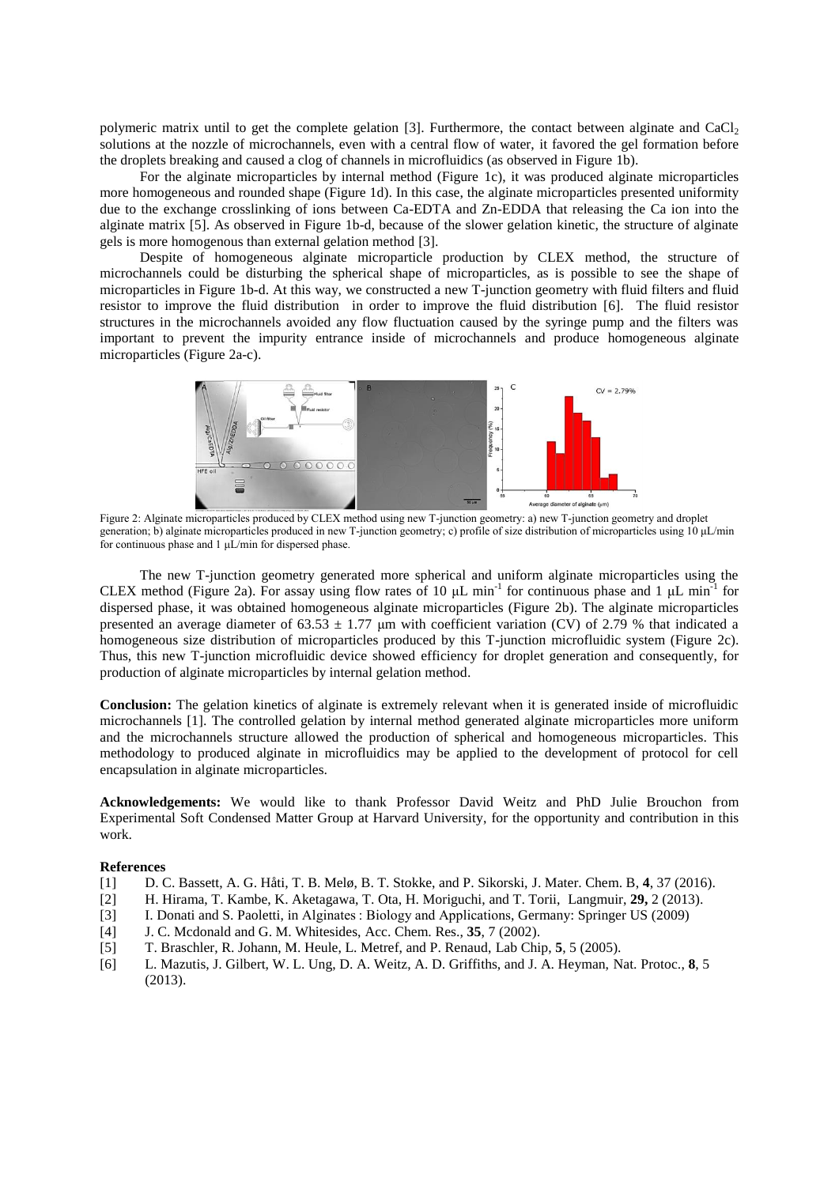polymeric matrix until to get the complete gelation [3]. Furthermore, the contact between alginate and $CaCl_2$ solutions at the nozzle of microchannels, even with a central flow of water, it favored the gel formation before the droplets breaking and caused a clog of channels in microfluidics (as observed in Figure 1b).

For the alginate microparticles by internal method (Figure 1c), it was produced alginate microparticles more homogeneous and rounded shape (Figure 1d). In this case, the alginate microparticles presented uniformity due to the exchange crosslinking of ions between Ca-EDTA and Zn-EDDA that releasing the Ca ion into the alginate matrix [5]. As observed in Figure 1b-d, because of the slower gelation kinetic, the structure of alginate gels is more homogenous than external gelation method [3].

Despite of homogeneous alginate microparticle production by CLEX method, the structure of microchannels could be disturbing the spherical shape of microparticles, as is possible to see the shape of microparticles in Figure 1b-d. At this way, we constructed a new T-junction geometry with fluid filters and fluid resistor to improve the fluid distribution in order to improve the fluid distribution [6]. The fluid resistor structures in the microchannels avoided any flow fluctuation caused by the syringe pump and the filters was important to prevent the impurity entrance inside of microchannels and produce homogeneous alginate microparticles (Figure 2a-c).

A

Fluid filter
Fluid resistor
Oil filter
Alg/CaEDTA
Alg/ZnEDDA
HFE oil

B

50 µm

C

CV = 2.79%

Frequency (%)

Average diameter of alginate (µm)

Figure 2: Alginate microparticles produced by CLEX method using new T-junction geometry: a) new T-junction geometry and droplet generation; b) alginate microparticles produced in new T-junction geometry; c) profile of size distribution of microparticles using 10 µL/min for continuous phase and 1 µL/min for dispersed phase.

The new T-junction geometry generated more spherical and uniform alginate microparticles using the CLEX method (Figure 2a). For assay using flow rates of 10 µL $min^{-1}$ for continuous phase and 1 µL $min^{-1}$ for dispersed phase, it was obtained homogeneous alginate microparticles (Figure 2b). The alginate microparticles presented an average diameter of $63.53 \pm 1.77$ µm with coefficient variation (CV) of 2.79 % that indicated a homogeneous size distribution of microparticles produced by this T-junction microfluidic system (Figure 2c). Thus, this new T-junction microfluidic device showed efficiency for droplet generation and consequently, for production of alginate microparticles by internal gelation method.

**Conclusion:** The gelation kinetics of alginate is extremely relevant when it is generated inside of microfluidic microchannels [1]. The controlled gelation by internal method generated alginate microparticles more uniform and the microchannels structure allowed the production of spherical and homogeneous microparticles. This methodology to produced alginate in microfluidics may be applied to the development of protocol for cell encapsulation in alginate microparticles.

**Acknowledgements:** We would like to thank Professor David Weitz and PhD Julie Brouchon from Experimental Soft Condensed Matter Group at Harvard University, for the opportunity and contribution in this work.

**References**

[1] D. C. Bassett, A. G. Håti, T. B. Melø, B. T. Stokke, and P. Sikorski, J. Mater. Chem. B, **4**, 37 (2016).

[2] H. Hirama, T. Kambe, K. Aketagawa, T. Ota, H. Moriguchi, and T. Torii, Langmuir, **29,** 2 (2013).

[3] I. Donati and S. Paoletti, in Alginates : Biology and Applications, Germany: Springer US (2009)

[4] J. C. Mcdonald and G. M. Whitesides, Acc. Chem. Res., **35**, 7 (2002).

[5] T. Braschler, R. Johann, M. Heule, L. Metref, and P. Renaud, Lab Chip, **5**, 5 (2005).

[6] L. Mazutis, J. Gilbert, W. L. Ung, D. A. Weitz, A. D. Griffiths, and J. A. Heyman, Nat. Protoc., **8**, 5 (2013).